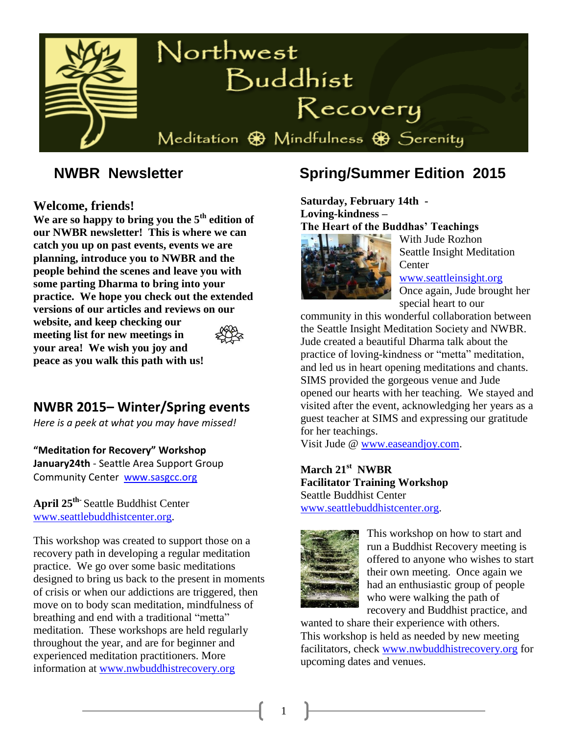# Northwest Buddhist Recovery

Meditation ❁ Mindfulness ❁ Serenity

## NWBR Newsletter

## Spring/Summer Edition 2015

### Welcome, friends!

**We are so happy to bring you the 5th edition of our NWBR newsletter! This is where we can catch you up on past events, events we are planning, introduce you to NWBR and the people behind the scenes and leave you with some parting Dharma to bring into your practice. We hope you check out the extended versions of our articles and reviews on our website, and keep checking our meeting list for new meetings in your area! We wish you joy and peace as you walk this path with us!**

## NWBR 2015– Winter/Spring events

*Here is a peek at what you may have missed!*

**"Meditation for Recovery" Workshop**

**January24th** - Seattle Area Support Group Community Center www.sasgcc.org

**April 25th-** Seattle Buddhist Center www.seattlebuddhistcenter.org.

This workshop was created to support those on a recovery path in developing a regular meditation practice. We go over some basic meditations designed to bring us back to the present in moments of crisis or when our addictions are triggered, then move on to body scan meditation, mindfulness of breathing and end with a traditional "metta" meditation. These workshops are held regularly throughout the year, and are for beginner and experienced meditation practitioners. More information at www.nwbuddhistrecovery.org

**Saturday, February 14th - Loving-kindness – The Heart of the Buddhas' Teachings**

With Jude Rozhon
Seattle Insight Meditation Center
www.seattleinsight.org

Once again, Jude brought her special heart to our community in this wonderful collaboration between the Seattle Insight Meditation Society and NWBR. Jude created a beautiful Dharma talk about the practice of loving-kindness or "metta" meditation, and led us in heart opening meditations and chants. SIMS provided the gorgeous venue and Jude opened our hearts with her teaching. We stayed and visited after the event, acknowledging her years as a guest teacher at SIMS and expressing our gratitude for her teachings.

Visit Jude @ www.easeandjoy.com.

**March 21st NWBR Facilitator Training Workshop**

Seattle Buddhist Center
www.seattlebuddhistcenter.org.

This workshop on how to start and run a Buddhist Recovery meeting is offered to anyone who wishes to start their own meeting. Once again we had an enthusiastic group of people who were walking the path of recovery and Buddhist practice, and wanted to share their experience with others. This workshop is held as needed by new meeting facilitators, check www.nwbuddhistrecovery.org for upcoming dates and venues.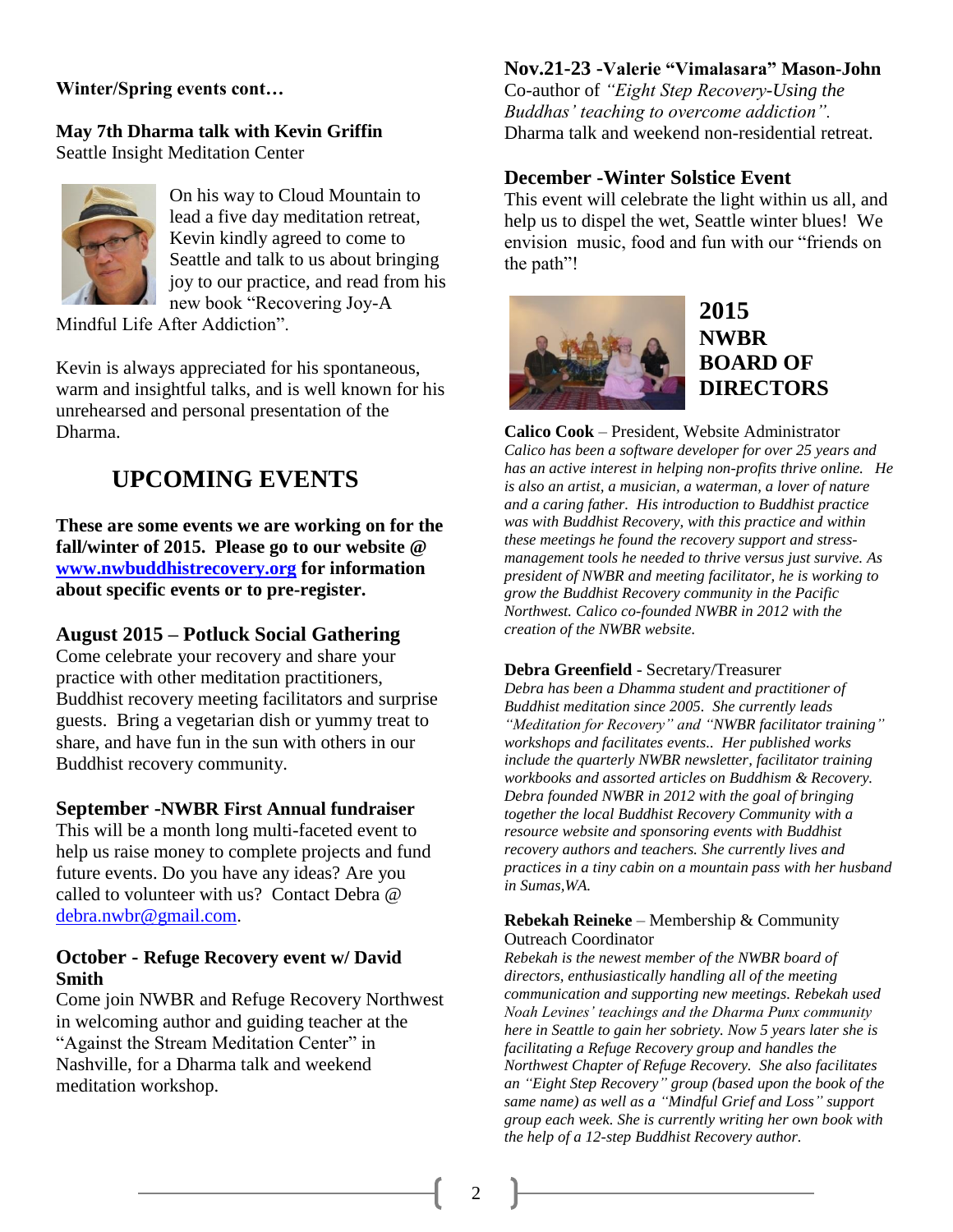**Winter/Spring events cont…**

**May 7th Dharma talk with Kevin Griffin**
Seattle Insight Meditation Center

On his way to Cloud Mountain to lead a five day meditation retreat, Kevin kindly agreed to come to Seattle and talk to us about bringing joy to our practice, and read from his new book "Recovering Joy-A Mindful Life After Addiction".

Kevin is always appreciated for his spontaneous, warm and insightful talks, and is well known for his unrehearsed and personal presentation of the Dharma.

## UPCOMING EVENTS

**These are some events we are working on for the fall/winter of 2015. Please go to our website @ [www.nwbuddhistrecovery.org](http://www.nwbuddhistrecovery.org) for information about specific events or to pre-register.**

### August 2015 – Potluck Social Gathering

Come celebrate your recovery and share your practice with other meditation practitioners, Buddhist recovery meeting facilitators and surprise guests. Bring a vegetarian dish or yummy treat to share, and have fun in the sun with others in our Buddhist recovery community.

### September -NWBR First Annual fundraiser

This will be a month long multi-faceted event to help us raise money to complete projects and fund future events. Do you have any ideas? Are you called to volunteer with us? Contact Debra @ debra.nwbr@gmail.com.

### October - Refuge Recovery event w/ David Smith

Come join NWBR and Refuge Recovery Northwest in welcoming author and guiding teacher at the "Against the Stream Meditation Center" in Nashville, for a Dharma talk and weekend meditation workshop.

### Nov.21-23 -Valerie "Vimalasara" Mason-John

Co-author of *"Eight Step Recovery-Using the Buddhas' teaching to overcome addiction".*
Dharma talk and weekend non-residential retreat.

### December -Winter Solstice Event

This event will celebrate the light within us all, and help us to dispel the wet, Seattle winter blues! We envision music, food and fun with our "friends on the path"!

## 2015 NWBR BOARD OF DIRECTORS

**Calico Cook** – President, Website Administrator
*Calico has been a software developer for over 25 years and has an active interest in helping non-profits thrive online. He is also an artist, a musician, a waterman, a lover of nature and a caring father. His introduction to Buddhist practice was with Buddhist Recovery, with this practice and within these meetings he found the recovery support and stress-management tools he needed to thrive versus just survive. As president of NWBR and meeting facilitator, he is working to grow the Buddhist Recovery community in the Pacific Northwest. Calico co-founded NWBR in 2012 with the creation of the NWBR website.*

**Debra Greenfield** - Secretary/Treasurer
*Debra has been a Dhamma student and practitioner of Buddhist meditation since 2005. She currently leads "Meditation for Recovery" and "NWBR facilitator training" workshops and facilitates events.. Her published works include the quarterly NWBR newsletter, facilitator training workbooks and assorted articles on Buddhism & Recovery. Debra founded NWBR in 2012 with the goal of bringing together the local Buddhist Recovery Community with a resource website and sponsoring events with Buddhist recovery authors and teachers. She currently lives and practices in a tiny cabin on a mountain pass with her husband in Sumas,WA.*

**Rebekah Reineke** – Membership & Community Outreach Coordinator
*Rebekah is the newest member of the NWBR board of directors, enthusiastically handling all of the meeting communication and supporting new meetings. Rebekah used Noah Levines' teachings and the Dharma Punx community here in Seattle to gain her sobriety. Now 5 years later she is facilitating a Refuge Recovery group and handles the Northwest Chapter of Refuge Recovery. She also facilitates an "Eight Step Recovery" group (based upon the book of the same name) as well as a "Mindful Grief and Loss" support group each week. She is currently writing her own book with the help of a 12-step Buddhist Recovery author.*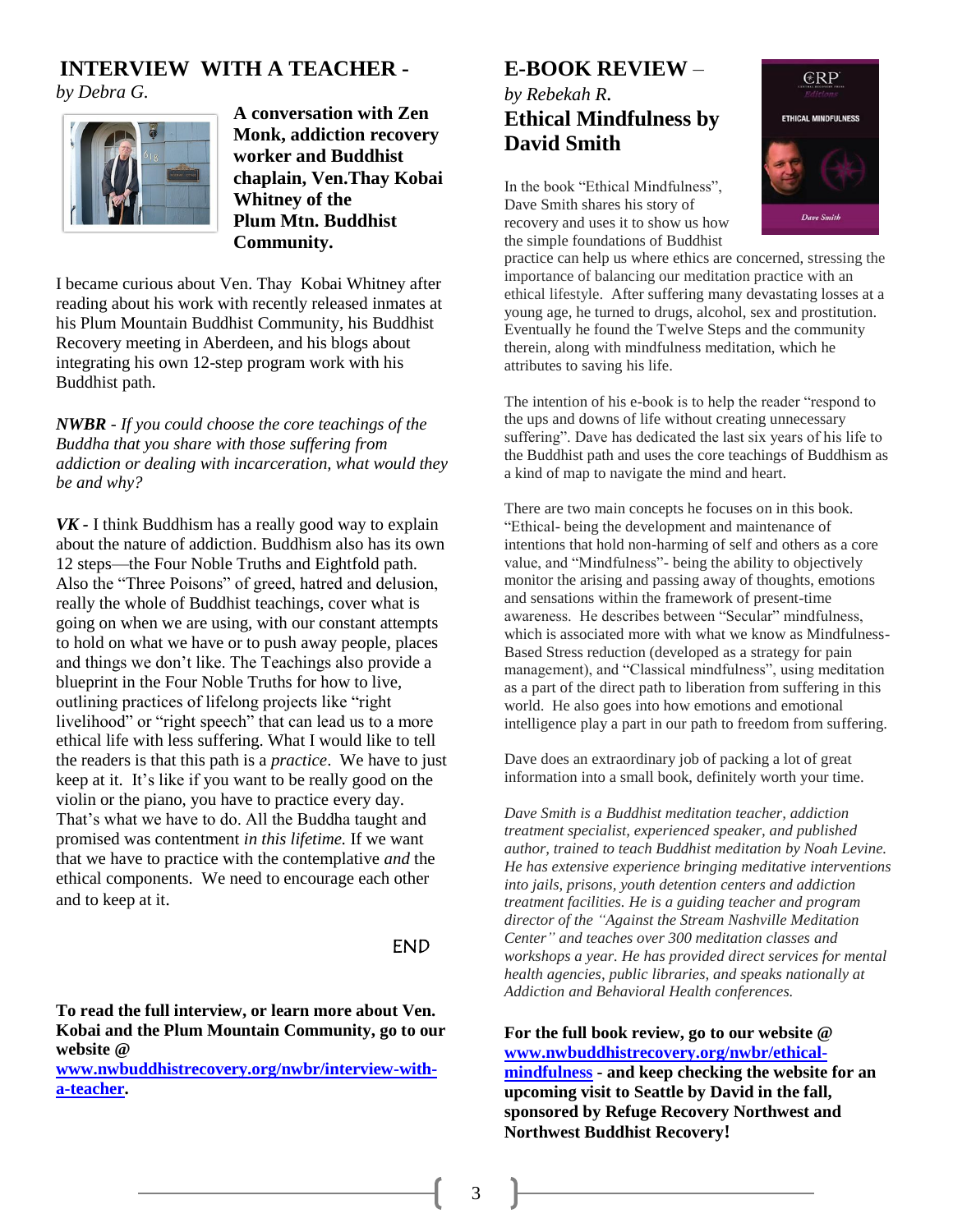## INTERVIEW WITH A TEACHER -

*by Debra G.*

**A conversation with Zen Monk, addiction recovery worker and Buddhist chaplain, Ven.Thay Kobai Whitney of the Plum Mtn. Buddhist Community.**

I became curious about Ven. Thay Kobai Whitney after reading about his work with recently released inmates at his Plum Mountain Buddhist Community, his Buddhist Recovery meeting in Aberdeen, and his blogs about integrating his own 12-step program work with his Buddhist path.

***NWBR*** *- If you could choose the core teachings of the Buddha that you share with those suffering from addiction or dealing with incarceration, what would they be and why?*

***VK*** **-** I think Buddhism has a really good way to explain about the nature of addiction. Buddhism also has its own 12 steps—the Four Noble Truths and Eightfold path. Also the "Three Poisons" of greed, hatred and delusion, really the whole of Buddhist teachings, cover what is going on when we are using, with our constant attempts to hold on what we have or to push away people, places and things we don't like. The Teachings also provide a blueprint in the Four Noble Truths for how to live, outlining practices of lifelong projects like "right livelihood" or "right speech" that can lead us to a more ethical life with less suffering. What I would like to tell the readers is that this path is a *practice*. We have to just keep at it. It's like if you want to be really good on the violin or the piano, you have to practice every day. That's what we have to do. All the Buddha taught and promised was contentment *in this lifetime.* If we want that we have to practice with the contemplative *and* the ethical components. We need to encourage each other and to keep at it.

END

**To read the full interview, or learn more about Ven. Kobai and the Plum Mountain Community, go to our website @ [www.nwbuddhistrecovery.org/nwbr/interview-with-a-teacher](www.nwbuddhistrecovery.org/nwbr/interview-with-a-teacher).**

## E-BOOK REVIEW –

*by Rebekah R.*

### Ethical Mindfulness by David Smith

In the book "Ethical Mindfulness", Dave Smith shares his story of recovery and uses it to show us how the simple foundations of Buddhist practice can help us where ethics are concerned, stressing the importance of balancing our meditation practice with an ethical lifestyle. After suffering many devastating losses at a young age, he turned to drugs, alcohol, sex and prostitution. Eventually he found the Twelve Steps and the community therein, along with mindfulness meditation, which he attributes to saving his life.

The intention of his e-book is to help the reader "respond to the ups and downs of life without creating unnecessary suffering". Dave has dedicated the last six years of his life to the Buddhist path and uses the core teachings of Buddhism as a kind of map to navigate the mind and heart.

There are two main concepts he focuses on in this book. "Ethical- being the development and maintenance of intentions that hold non-harming of self and others as a core value, and "Mindfulness"- being the ability to objectively monitor the arising and passing away of thoughts, emotions and sensations within the framework of present-time awareness. He describes between "Secular" mindfulness, which is associated more with what we know as Mindfulness-Based Stress reduction (developed as a strategy for pain management), and "Classical mindfulness", using meditation as a part of the direct path to liberation from suffering in this world. He also goes into how emotions and emotional intelligence play a part in our path to freedom from suffering.

Dave does an extraordinary job of packing a lot of great information into a small book, definitely worth your time.

*Dave Smith is a Buddhist meditation teacher, addiction treatment specialist, experienced speaker, and published author, trained to teach Buddhist meditation by Noah Levine. He has extensive experience bringing meditative interventions into jails, prisons, youth detention centers and addiction treatment facilities. He is a guiding teacher and program director of the "Against the Stream Nashville Meditation Center" and teaches over 300 meditation classes and workshops a year. He has provided direct services for mental health agencies, public libraries, and speaks nationally at Addiction and Behavioral Health conferences.*

**For the full book review, go to our website @ [www.nwbuddhistrecovery.org/nwbr/ethical-mindfulness](www.nwbuddhistrecovery.org/nwbr/ethical-mindfulness) - and keep checking the website for an upcoming visit to Seattle by David in the fall, sponsored by Refuge Recovery Northwest and Northwest Buddhist Recovery!**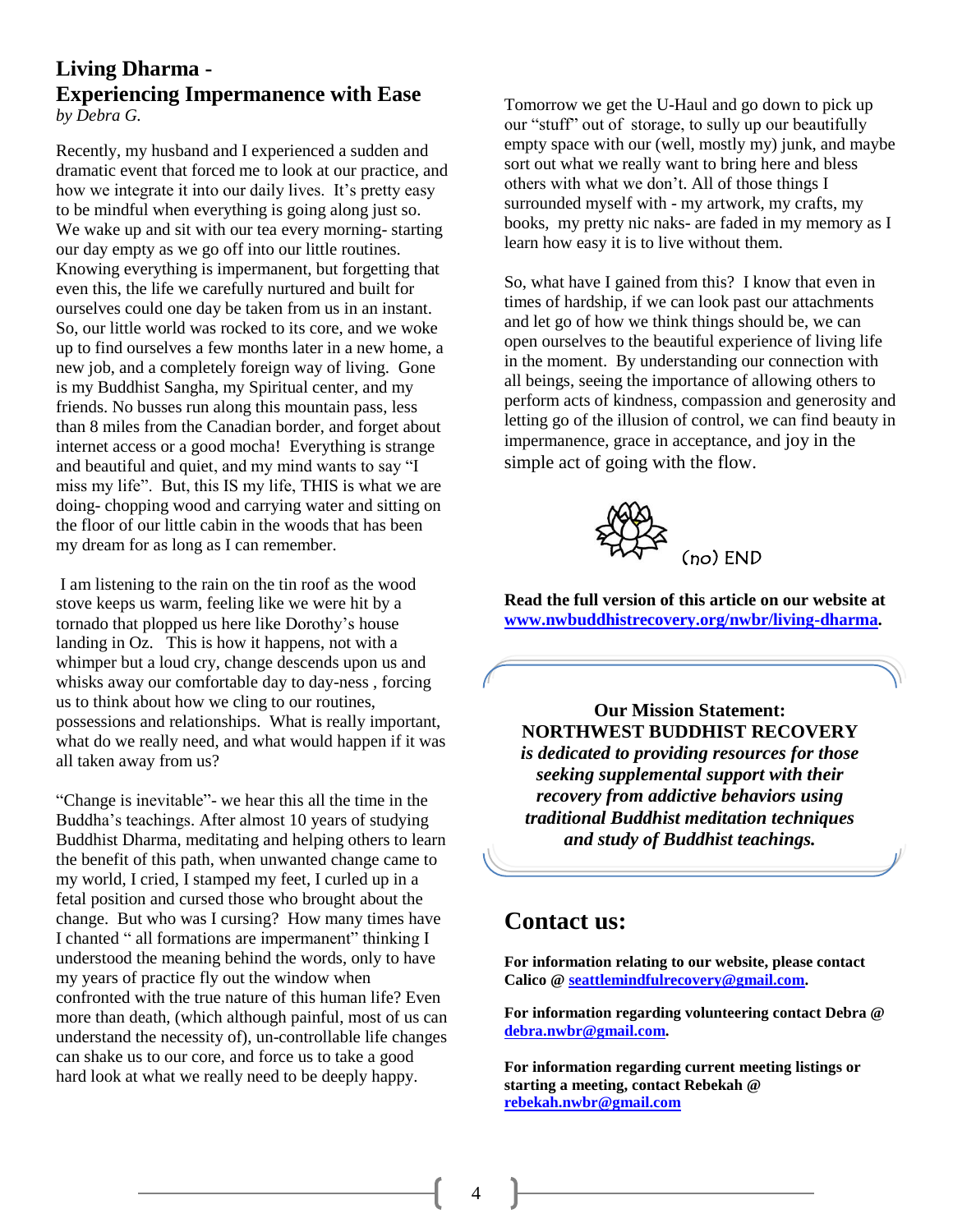## Living Dharma - Experiencing Impermanence with Ease

*by Debra G.*

Recently, my husband and I experienced a sudden and dramatic event that forced me to look at our practice, and how we integrate it into our daily lives. It's pretty easy to be mindful when everything is going along just so. We wake up and sit with our tea every morning- starting our day empty as we go off into our little routines. Knowing everything is impermanent, but forgetting that even this, the life we carefully nurtured and built for ourselves could one day be taken from us in an instant. So, our little world was rocked to its core, and we woke up to find ourselves a few months later in a new home, a new job, and a completely foreign way of living. Gone is my Buddhist Sangha, my Spiritual center, and my friends. No busses run along this mountain pass, less than 8 miles from the Canadian border, and forget about internet access or a good mocha! Everything is strange and beautiful and quiet, and my mind wants to say "I miss my life". But, this IS my life, THIS is what we are doing- chopping wood and carrying water and sitting on the floor of our little cabin in the woods that has been my dream for as long as I can remember.

I am listening to the rain on the tin roof as the wood stove keeps us warm, feeling like we were hit by a tornado that plopped us here like Dorothy's house landing in Oz. This is how it happens, not with a whimper but a loud cry, change descends upon us and whisks away our comfortable day to day-ness , forcing us to think about how we cling to our routines, possessions and relationships. What is really important, what do we really need, and what would happen if it was all taken away from us?

"Change is inevitable"- we hear this all the time in the Buddha's teachings. After almost 10 years of studying Buddhist Dharma, meditating and helping others to learn the benefit of this path, when unwanted change came to my world, I cried, I stamped my feet, I curled up in a fetal position and cursed those who brought about the change. But who was I cursing? How many times have I chanted " all formations are impermanent" thinking I understood the meaning behind the words, only to have my years of practice fly out the window when confronted with the true nature of this human life? Even more than death, (which although painful, most of us can understand the necessity of), un-controllable life changes can shake us to our core, and force us to take a good hard look at what we really need to be deeply happy.

Tomorrow we get the U-Haul and go down to pick up our "stuff" out of storage, to sully up our beautifully empty space with our (well, mostly my) junk, and maybe sort out what we really want to bring here and bless others with what we don't. All of those things I surrounded myself with - my artwork, my crafts, my books, my pretty nic naks- are faded in my memory as I learn how easy it is to live without them.

So, what have I gained from this? I know that even in times of hardship, if we can look past our attachments and let go of how we think things should be, we can open ourselves to the beautiful experience of living life in the moment. By understanding our connection with all beings, seeing the importance of allowing others to perform acts of kindness, compassion and generosity and letting go of the illusion of control, we can find beauty in impermanence, grace in acceptance, and joy in the simple act of going with the flow.

(no) END

**Read the full version of this article on our website at [www.nwbuddhistrecovery.org/nwbr/living-dharma](http://www.nwbuddhistrecovery.org/nwbr/living-dharma).**

**Our Mission Statement:**
**NORTHWEST BUDDHIST RECOVERY**
***is dedicated to providing resources for those seeking supplemental support with their recovery from addictive behaviors using traditional Buddhist meditation techniques and study of Buddhist teachings.***

## Contact us:

**For information relating to our website, please contact Calico @ [seattlemindfulrecovery@gmail.com](mailto:seattlemindfulrecovery@gmail.com).**

**For information regarding volunteering contact Debra @ [debra.nwbr@gmail.com](mailto:debra.nwbr@gmail.com).**

**For information regarding current meeting listings or starting a meeting, contact Rebekah @ [rebekah.nwbr@gmail.com](mailto:rebekah.nwbr@gmail.com)**